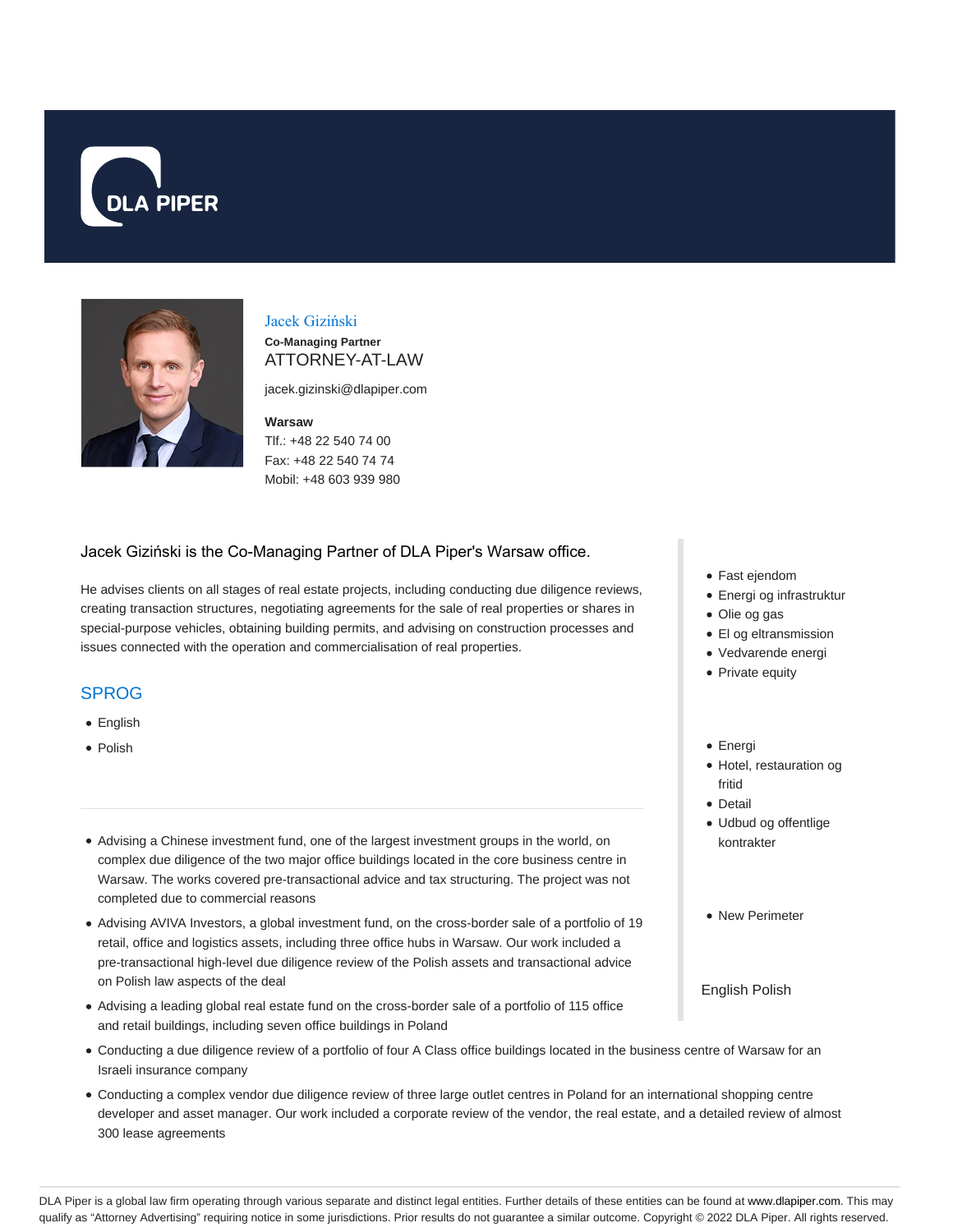DLA PIPER

# Jacek Giziński

**Co-Managing Partner**

ATTORNEY-AT-LAW

jacek.gizinski@dlapiper.com

**Warsaw**

Tlf.: +48 22 540 74 00

Fax: +48 22 540 74 74

Mobil: +48 603 939 980

Jacek Giziński is the Co-Managing Partner of DLA Piper's Warsaw office.

He advises clients on all stages of real estate projects, including conducting due diligence reviews, creating transaction structures, negotiating agreements for the sale of real properties or shares in special-purpose vehicles, obtaining building permits, and advising on construction processes and issues connected with the operation and commercialisation of real properties.

## SPROG

- English
- Polish

---

- Advising a Chinese investment fund, one of the largest investment groups in the world, on complex due diligence of the two major office buildings located in the core business centre in Warsaw. The works covered pre-transactional advice and tax structuring. The project was not completed due to commercial reasons
- Advising AVIVA Investors, a global investment fund, on the cross-border sale of a portfolio of 19 retail, office and logistics assets, including three office hubs in Warsaw. Our work included a pre-transactional high-level due diligence review of the Polish assets and transactional advice on Polish law aspects of the deal
- Advising a leading global real estate fund on the cross-border sale of a portfolio of 115 office and retail buildings, including seven office buildings in Poland
- Conducting a due diligence review of a portfolio of four A Class office buildings located in the business centre of Warsaw for an Israeli insurance company
- Conducting a complex vendor due diligence review of three large outlet centres in Poland for an international shopping centre developer and asset manager. Our work included a corporate review of the vendor, the real estate, and a detailed review of almost 300 lease agreements

---

- Fast ejendom
- Energi og infrastruktur
- Olie og gas
- El og eltransmission
- Vedvarende energi
- Private equity

- Energi
- Hotel, restauration og fritid
- Detail
- Udbud og offentlige kontrakter

- New Perimeter

English Polish

DLA Piper is a global law firm operating through various separate and distinct legal entities. Further details of these entities can be found at www.dlapiper.com. This may qualify as "Attorney Advertising" requiring notice in some jurisdictions. Prior results do not guarantee a similar outcome. Copyright © 2022 DLA Piper. All rights reserved.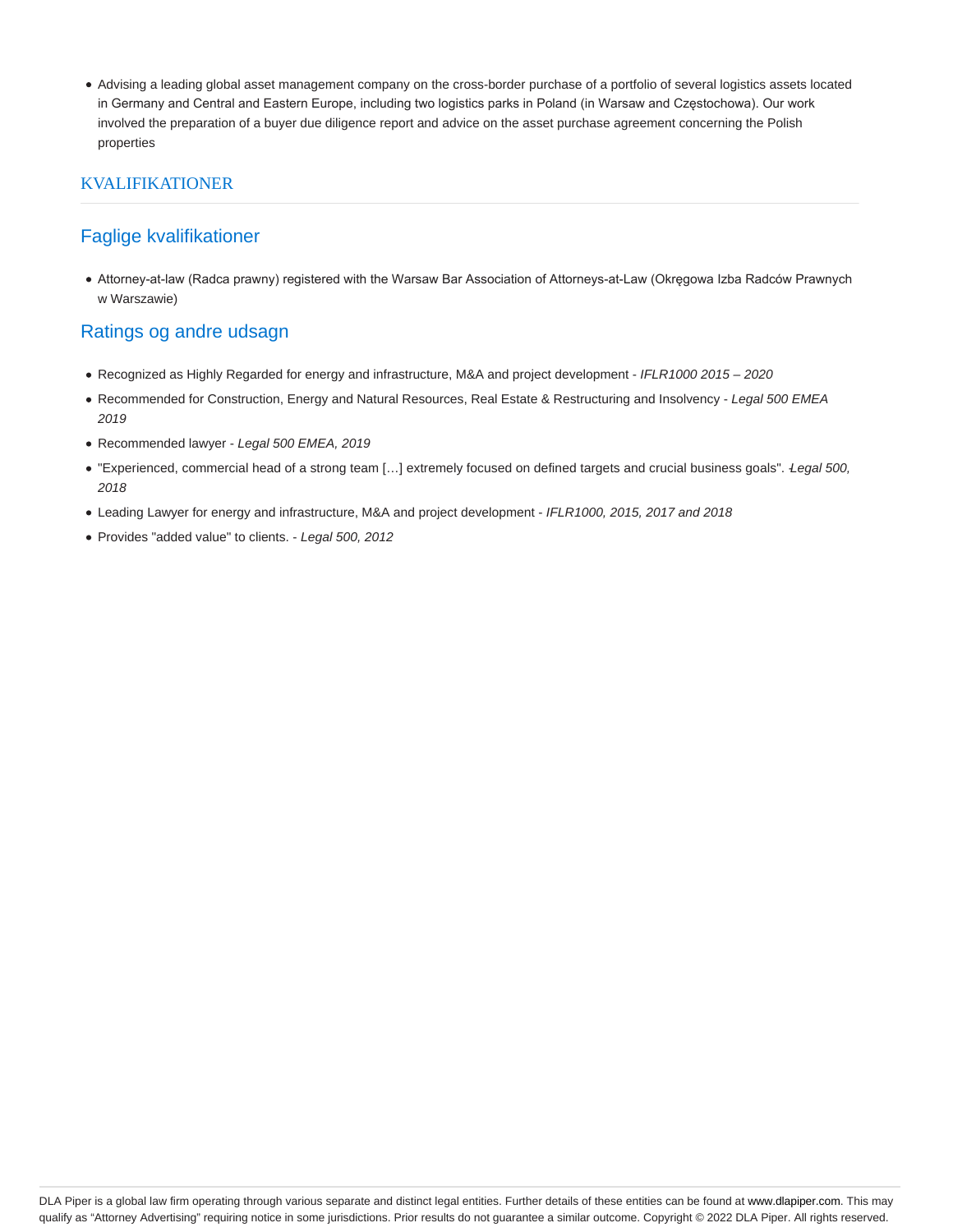- Advising a leading global asset management company on the cross-border purchase of a portfolio of several logistics assets located in Germany and Central and Eastern Europe, including two logistics parks in Poland (in Warsaw and Częstochowa). Our work involved the preparation of a buyer due diligence report and advice on the asset purchase agreement concerning the Polish properties

## KVALIFIKATIONER

### Faglige kvalifikationer

- Attorney-at-law (Radca prawny) registered with the Warsaw Bar Association of Attorneys-at-Law (Okręgowa Izba Radców Prawnych w Warszawie)

### Ratings og andre udsagn

- Recognized as Highly Regarded for energy and infrastructure, M&A and project development - *IFLR1000 2015 – 2020*
- Recommended for Construction, Energy and Natural Resources, Real Estate & Restructuring and Insolvency - *Legal 500 EMEA 2019*
- Recommended lawyer - *Legal 500 EMEA, 2019*
- "Experienced, commercial head of a strong team […] extremely focused on defined targets and crucial business goals". *Legal 500, 2018*
- Leading Lawyer for energy and infrastructure, M&A and project development - *IFLR1000, 2015, 2017 and 2018*
- Provides "added value" to clients. - *Legal 500, 2012*